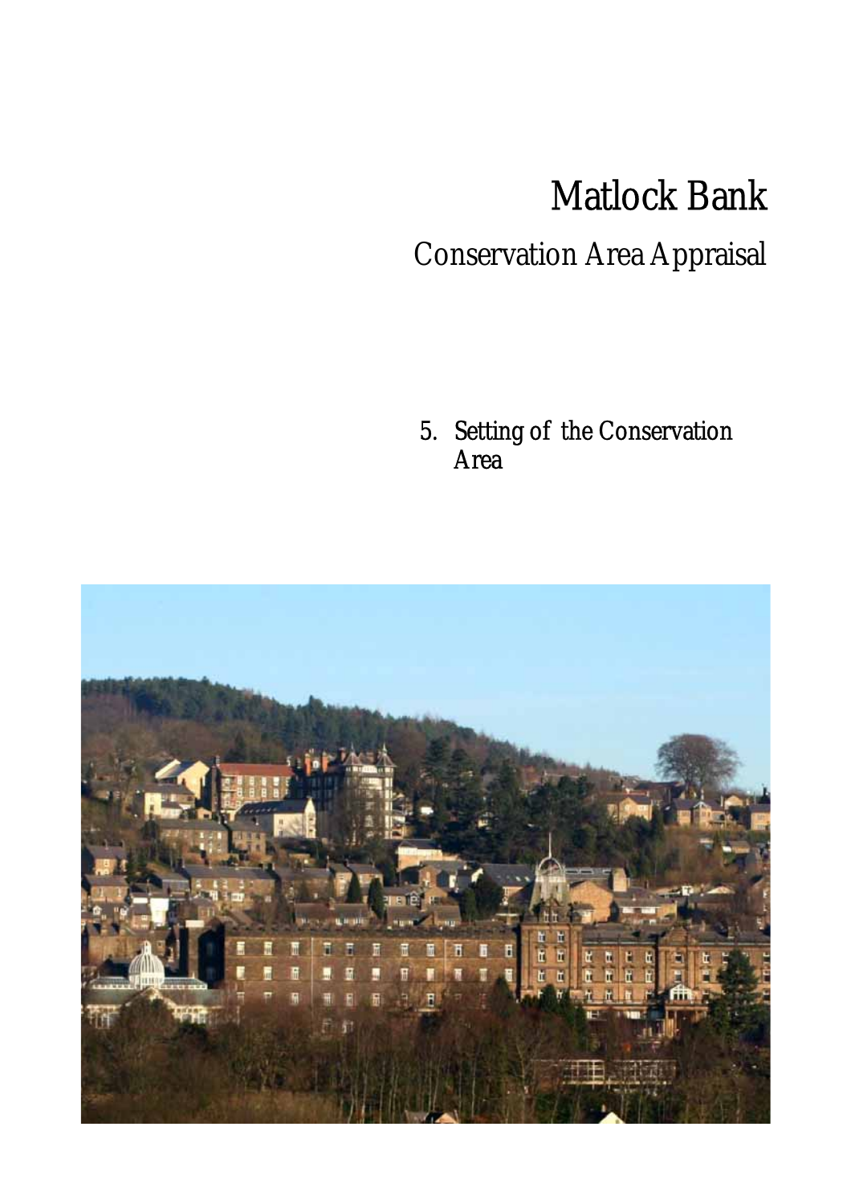# Matlock Bank

## Conservation Area Appraisal

5. Setting of the Conservation Area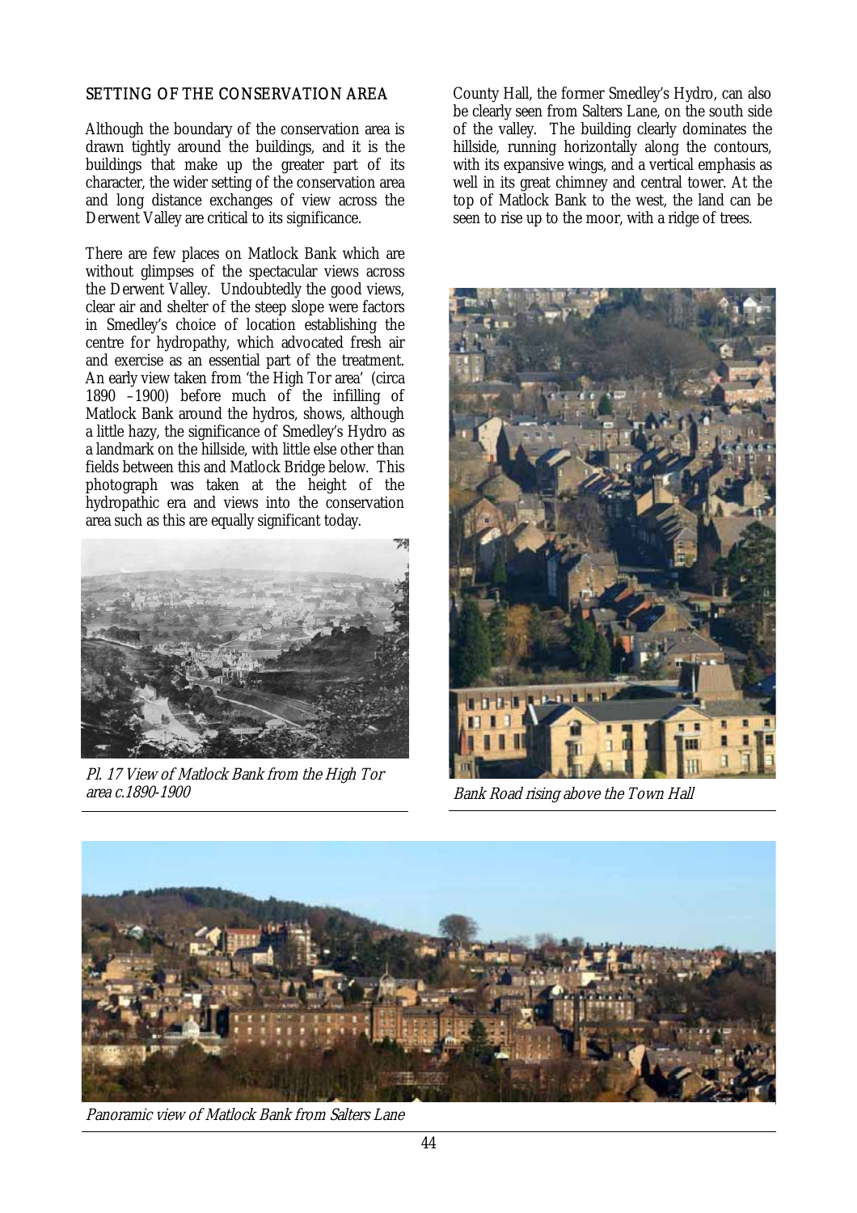## SETTING OF THE CONSERVATION AREA

Although the boundary of the conservation area is drawn tightly around the buildings, and it is the buildings that make up the greater part of its character, the wider setting of the conservation area and long distance exchanges of view across the Derwent Valley are critical to its significance.

There are few places on Matlock Bank which are without glimpses of the spectacular views across the Derwent Valley. Undoubtedly the good views, clear air and shelter of the steep slope were factors in Smedley's choice of location establishing the centre for hydropathy, which advocated fresh air and exercise as an essential part of the treatment. An early view taken from 'the High Tor area' (circa 1890 –1900) before much of the infilling of Matlock Bank around the hydros, shows, although a little hazy, the significance of Smedley's Hydro as a landmark on the hillside, with little else other than fields between this and Matlock Bridge below. This photograph was taken at the height of the hydropathic era and views into the conservation area such as this are equally significant today.

*Pl. 17 View of Matlock Bank from the High Tor area c.1890-1900*

County Hall, the former Smedley's Hydro, can also be clearly seen from Salters Lane, on the south side of the valley. The building clearly dominates the hillside, running horizontally along the contours, with its expansive wings, and a vertical emphasis as well in its great chimney and central tower. At the top of Matlock Bank to the west, the land can be seen to rise up to the moor, with a ridge of trees.

*Bank Road rising above the Town Hall*

*Panoramic view of Matlock Bank from Salters Lane*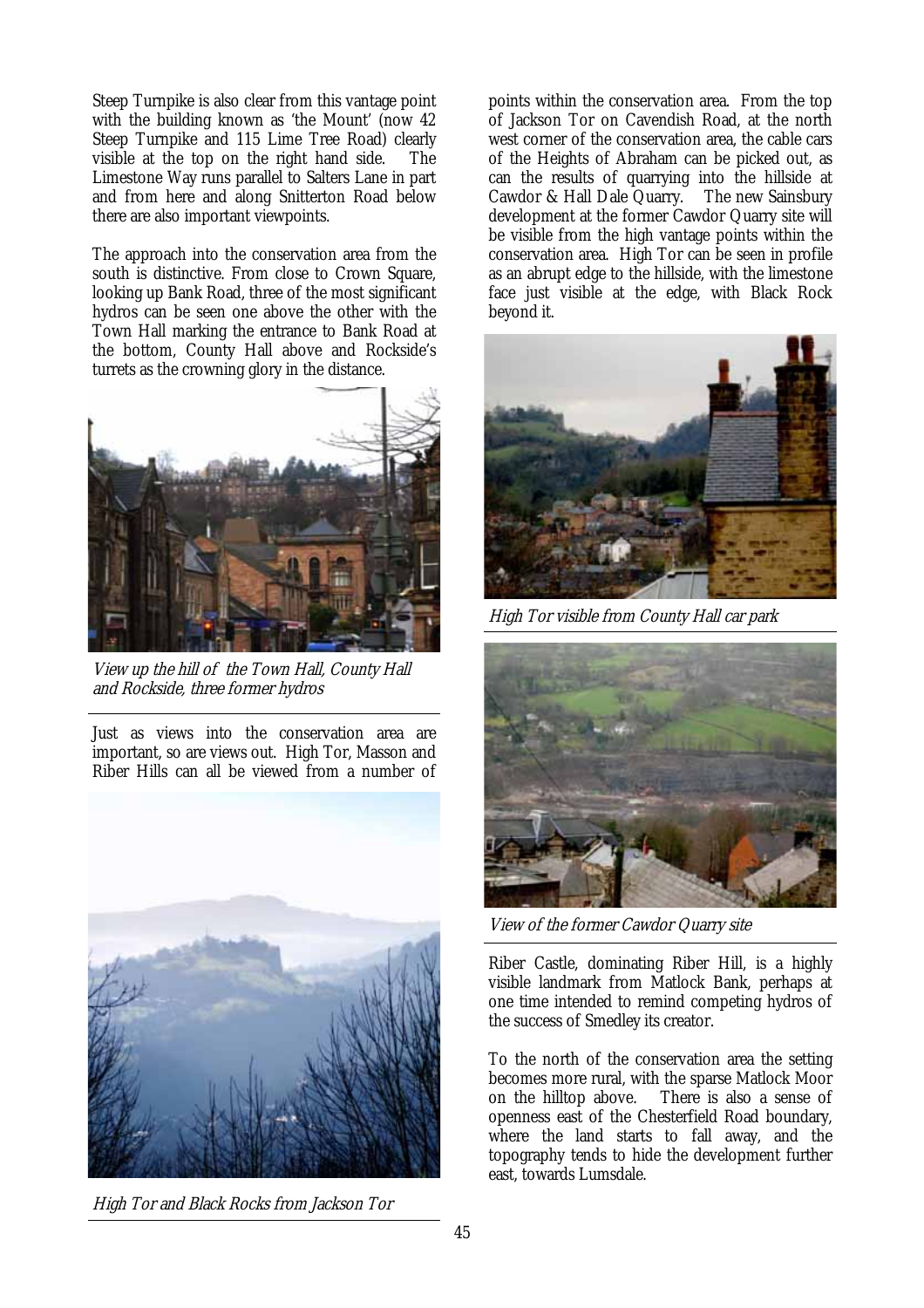Steep Turnpike is also clear from this vantage point with the building known as 'the Mount' (now 42 Steep Turnpike and 115 Lime Tree Road) clearly visible at the top on the right hand side. The Limestone Way runs parallel to Salters Lane in part and from here and along Snitterton Road below there are also important viewpoints.

The approach into the conservation area from the south is distinctive. From close to Crown Square, looking up Bank Road, three of the most significant hydros can be seen one above the other with the Town Hall marking the entrance to Bank Road at the bottom, County Hall above and Rockside's turrets as the crowning glory in the distance.

*View up the hill of the Town Hall, County Hall and Rockside, three former hydros*

Just as views into the conservation area are important, so are views out. High Tor, Masson and Riber Hills can all be viewed from a number of points within the conservation area. From the top of Jackson Tor on Cavendish Road, at the north west corner of the conservation area, the cable cars of the Heights of Abraham can be picked out, as can the results of quarrying into the hillside at Cawdor & Hall Dale Quarry. The new Sainsbury development at the former Cawdor Quarry site will be visible from the high vantage points within the conservation area. High Tor can be seen in profile as an abrupt edge to the hillside, with the limestone face just visible at the edge, with Black Rock beyond it.

*High Tor and Black Rocks from Jackson Tor*

*High Tor visible from County Hall car park*

*View of the former Cawdor Quarry site*

Riber Castle, dominating Riber Hill, is a highly visible landmark from Matlock Bank, perhaps at one time intended to remind competing hydros of the success of Smedley its creator.

To the north of the conservation area the setting becomes more rural, with the sparse Matlock Moor on the hilltop above. There is also a sense of openness east of the Chesterfield Road boundary, where the land starts to fall away, and the topography tends to hide the development further east, towards Lumsdale.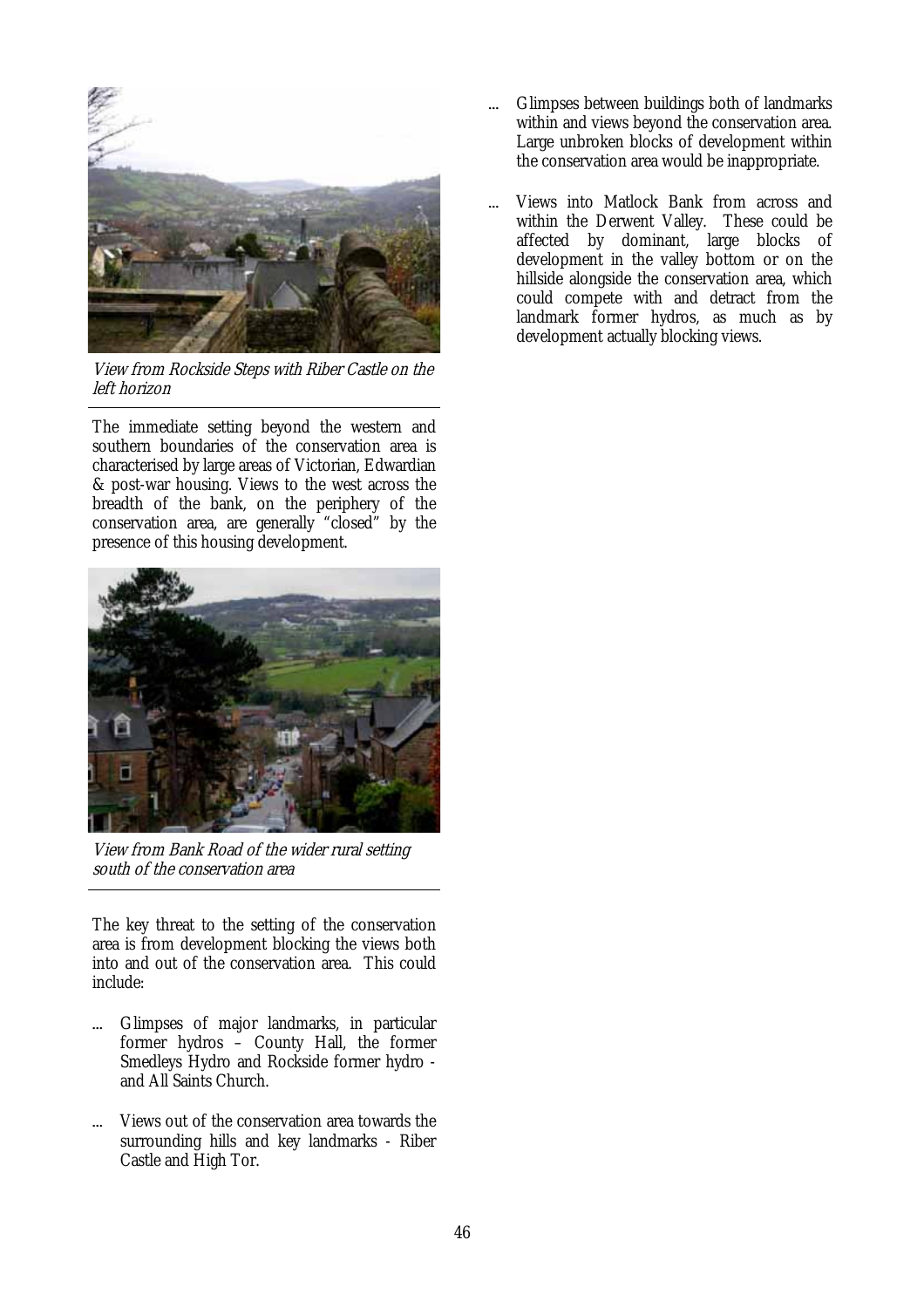View from Rockside Steps with Riber Castle on the left horizon

The immediate setting beyond the western and southern boundaries of the conservation area is characterised by large areas of Victorian, Edwardian & post-war housing. Views to the west across the breadth of the bank, on the periphery of the conservation area, are generally "closed" by the presence of this housing development.

View from Bank Road of the wider rural setting south of the conservation area

The key threat to the setting of the conservation area is from development blocking the views both into and out of the conservation area. This could include:

- Glimpses of major landmarks, in particular former hydros – County Hall, the former Smedleys Hydro and Rockside former hydro - and All Saints Church.
- Views out of the conservation area towards the surrounding hills and key landmarks - Riber Castle and High Tor.
- Glimpses between buildings both of landmarks within and views beyond the conservation area. Large unbroken blocks of development within the conservation area would be inappropriate.
- Views into Matlock Bank from across and within the Derwent Valley. These could be affected by dominant, large blocks of development in the valley bottom or on the hillside alongside the conservation area, which could compete with and detract from the landmark former hydros, as much as by development actually blocking views.